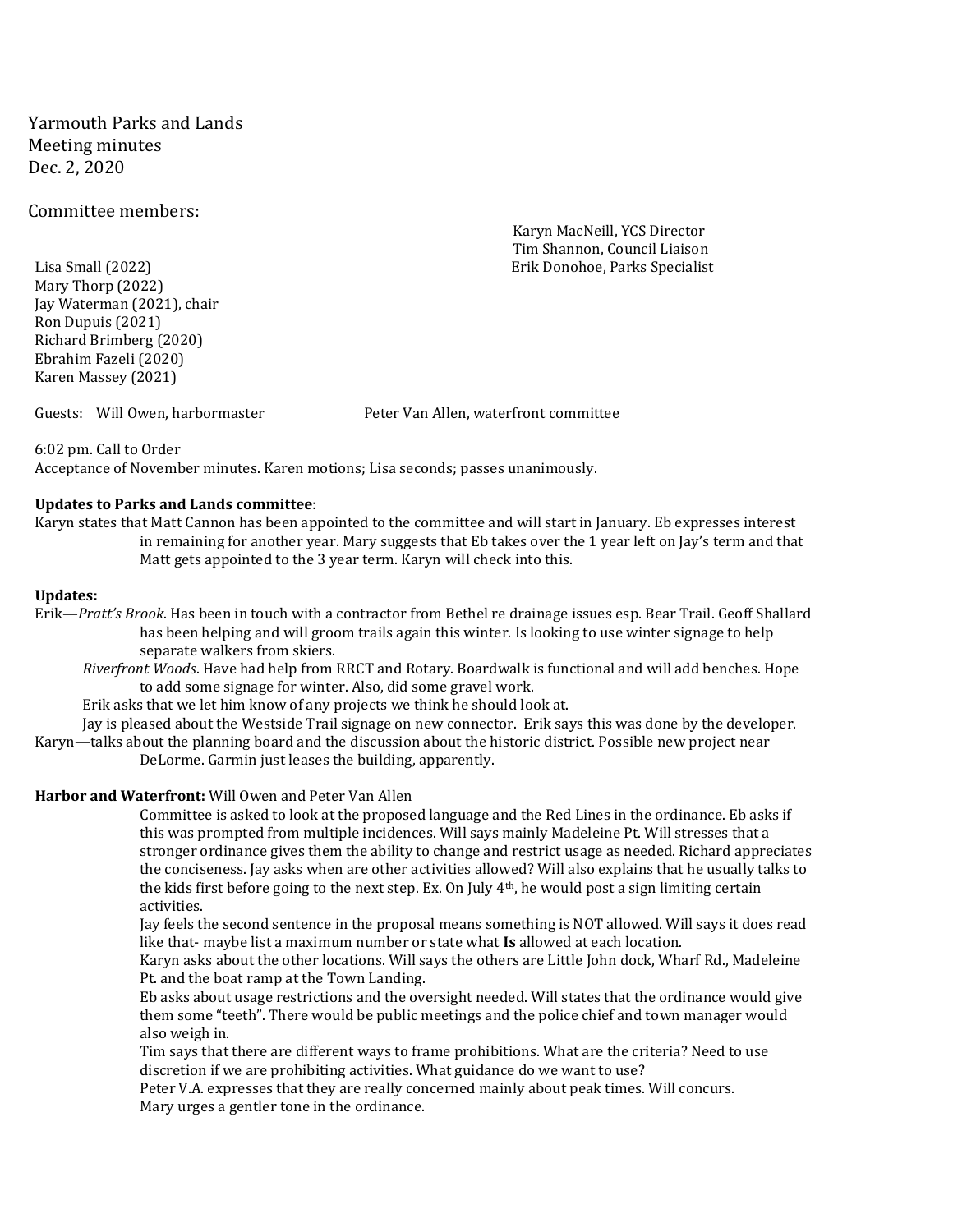Yarmouth Parks and Lands
Meeting minutes
Dec. 2, 2020

Committee members:

Lisa Small (2022)
Mary Thorp (2022)
Jay Waterman (2021), chair
Ron Dupuis (2021)
Richard Brimberg (2020)
Ebrahim Fazeli (2020)
Karen Massey (2021)

Karyn MacNeill, YCS Director
Tim Shannon, Council Liaison
Erik Donohoe, Parks Specialist

Guests: Will Owen, harbormaster

Peter Van Allen, waterfront committee

6:02 pm. Call to Order
Acceptance of November minutes. Karen motions; Lisa seconds; passes unanimously.

**Updates to Parks and Lands committee**:

Karyn states that Matt Cannon has been appointed to the committee and will start in January. Eb expresses interest in remaining for another year. Mary suggests that Eb takes over the 1 year left on Jay's term and that Matt gets appointed to the 3 year term. Karyn will check into this.

**Updates:**

Erik—*Pratt's Brook*. Has been in touch with a contractor from Bethel re drainage issues esp. Bear Trail. Geoff Shallard has been helping and will groom trails again this winter. Is looking to use winter signage to help separate walkers from skiers.

*Riverfront Woods*. Have had help from RRCT and Rotary. Boardwalk is functional and will add benches. Hope to add some signage for winter. Also, did some gravel work.

Erik asks that we let him know of any projects we think he should look at.

Jay is pleased about the Westside Trail signage on new connector. Erik says this was done by the developer.

Karyn—talks about the planning board and the discussion about the historic district. Possible new project near DeLorme. Garmin just leases the building, apparently.

**Harbor and Waterfront:** Will Owen and Peter Van Allen

Committee is asked to look at the proposed language and the Red Lines in the ordinance. Eb asks if this was prompted from multiple incidences. Will says mainly Madeleine Pt. Will stresses that a stronger ordinance gives them the ability to change and restrict usage as needed. Richard appreciates the conciseness. Jay asks when are other activities allowed? Will also explains that he usually talks to the kids first before going to the next step. Ex. On July 4th, he would post a sign limiting certain activities.

Jay feels the second sentence in the proposal means something is NOT allowed. Will says it does read like that- maybe list a maximum number or state what **Is** allowed at each location.

Karyn asks about the other locations. Will says the others are Little John dock, Wharf Rd., Madeleine Pt. and the boat ramp at the Town Landing.

Eb asks about usage restrictions and the oversight needed. Will states that the ordinance would give them some "teeth". There would be public meetings and the police chief and town manager would also weigh in.

Tim says that there are different ways to frame prohibitions. What are the criteria? Need to use discretion if we are prohibiting activities. What guidance do we want to use?

Peter V.A. expresses that they are really concerned mainly about peak times. Will concurs.

Mary urges a gentler tone in the ordinance.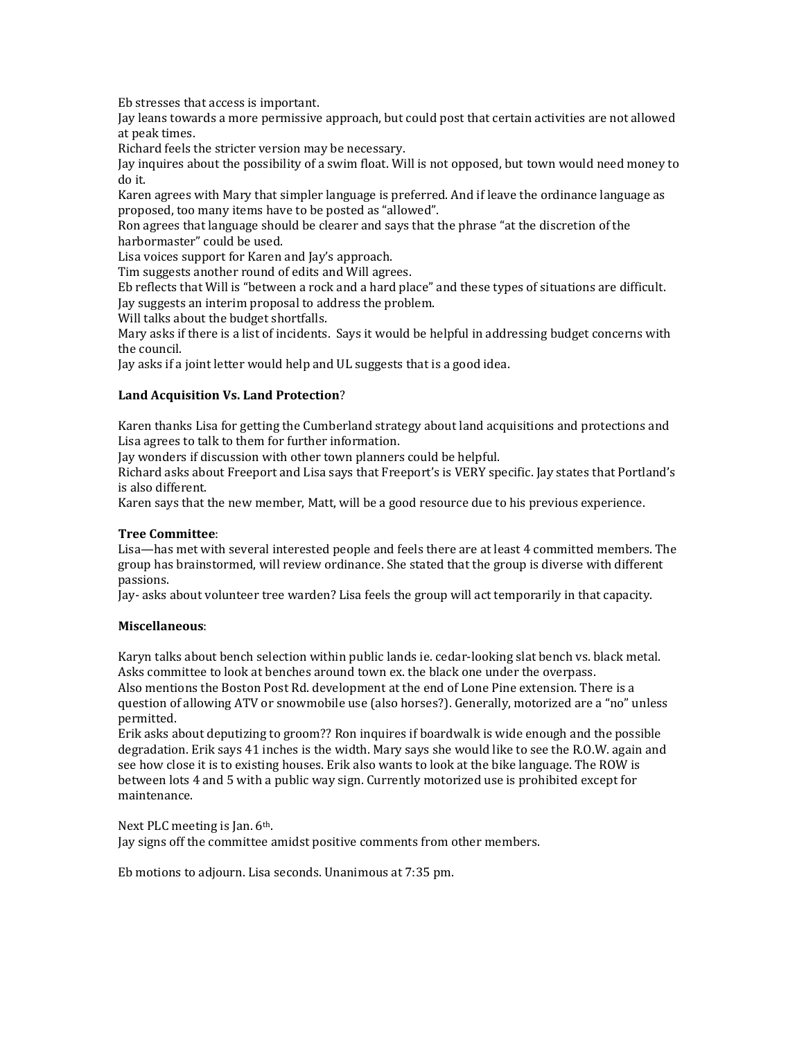Eb stresses that access is important.
Jay leans towards a more permissive approach, but could post that certain activities are not allowed at peak times.
Richard feels the stricter version may be necessary.
Jay inquires about the possibility of a swim float. Will is not opposed, but town would need money to do it.
Karen agrees with Mary that simpler language is preferred. And if leave the ordinance language as proposed, too many items have to be posted as "allowed".
Ron agrees that language should be clearer and says that the phrase "at the discretion of the harbormaster" could be used.
Lisa voices support for Karen and Jay's approach.
Tim suggests another round of edits and Will agrees.
Eb reflects that Will is "between a rock and a hard place" and these types of situations are difficult.
Jay suggests an interim proposal to address the problem.
Will talks about the budget shortfalls.
Mary asks if there is a list of incidents. Says it would be helpful in addressing budget concerns with the council.
Jay asks if a joint letter would help and UL suggests that is a good idea.

**Land Acquisition Vs. Land Protection**?

Karen thanks Lisa for getting the Cumberland strategy about land acquisitions and protections and Lisa agrees to talk to them for further information.
Jay wonders if discussion with other town planners could be helpful.
Richard asks about Freeport and Lisa says that Freeport's is VERY specific. Jay states that Portland's is also different.
Karen says that the new member, Matt, will be a good resource due to his previous experience.

**Tree Committee**:
Lisa—has met with several interested people and feels there are at least 4 committed members. The group has brainstormed, will review ordinance. She stated that the group is diverse with different passions.
Jay- asks about volunteer tree warden? Lisa feels the group will act temporarily in that capacity.

**Miscellaneous**:

Karyn talks about bench selection within public lands ie. cedar-looking slat bench vs. black metal. Asks committee to look at benches around town ex. the black one under the overpass.
Also mentions the Boston Post Rd. development at the end of Lone Pine extension. There is a question of allowing ATV or snowmobile use (also horses?). Generally, motorized are a "no" unless permitted.
Erik asks about deputizing to groom?? Ron inquires if boardwalk is wide enough and the possible degradation. Erik says 41 inches is the width. Mary says she would like to see the R.O.W. again and see how close it is to existing houses. Erik also wants to look at the bike language. The ROW is between lots 4 and 5 with a public way sign. Currently motorized use is prohibited except for maintenance.

Next PLC meeting is Jan. 6th.
Jay signs off the committee amidst positive comments from other members.

Eb motions to adjourn. Lisa seconds. Unanimous at 7:35 pm.